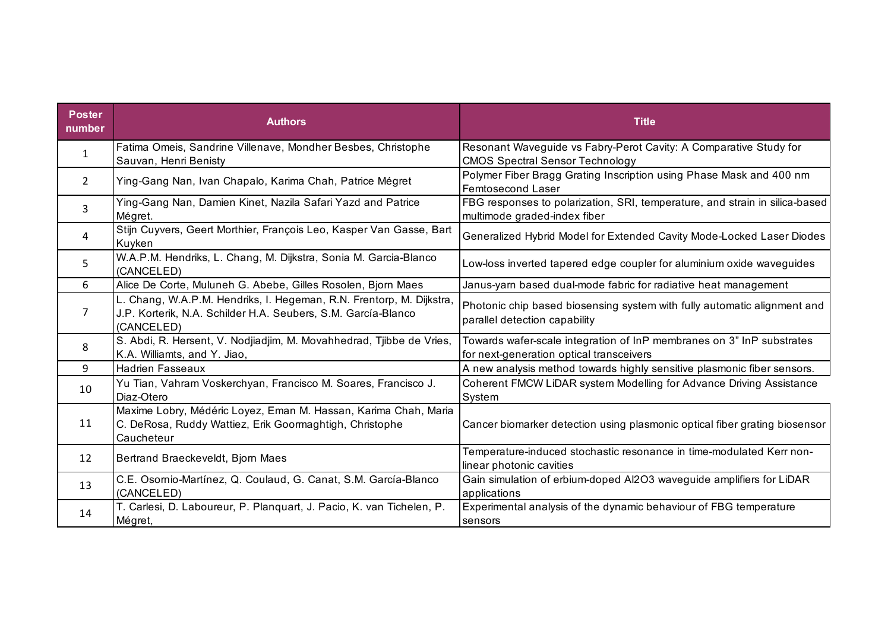| Poster number | Authors | Title |
|---|---|---|
| 1 | Fatima Omeis, Sandrine Villenave, Mondher Besbes, Christophe Sauvan, Henri Benisty | Resonant Waveguide vs Fabry-Perot Cavity: A Comparative Study for CMOS Spectral Sensor Technology |
| 2 | Ying-Gang Nan, Ivan Chapalo, Karima Chah, Patrice Mégret | Polymer Fiber Bragg Grating Inscription using Phase Mask and 400 nm Femtosecond Laser |
| 3 | Ying-Gang Nan, Damien Kinet, Nazila Safari Yazd and Patrice Mégret. | FBG responses to polarization, SRI, temperature, and strain in silica-based multimode graded-index fiber |
| 4 | Stijn Cuyvers, Geert Morthier, François Leo, Kasper Van Gasse, Bart Kuyken | Generalized Hybrid Model for Extended Cavity Mode-Locked Laser Diodes |
| 5 | W.A.P.M. Hendriks, L. Chang, M. Dijkstra, Sonia M. Garcia-Blanco (CANCELED) | Low-loss inverted tapered edge coupler for aluminium oxide waveguides |
| 6 | Alice De Corte, Muluneh G. Abebe, Gilles Rosolen, Bjorn Maes | Janus-yarn based dual-mode fabric for radiative heat management |
| 7 | L. Chang, W.A.P.M. Hendriks, I. Hegeman, R.N. Frentorp, M. Dijkstra, J.P. Korterik, N.A. Schilder H.A. Seubers, S.M. García-Blanco (CANCELED) | Photonic chip based biosensing system with fully automatic alignment and parallel detection capability |
| 8 | S. Abdi, R. Hersent, V. Nodjiadjim, M. Movahhedrad, Tjibbe de Vries, K.A. Williamts, and Y. Jiao, | Towards wafer-scale integration of InP membranes on 3” InP substrates for next-generation optical transceivers |
| 9 | Hadrien Fasseaux | A new analysis method towards highly sensitive plasmonic fiber sensors. |
| 10 | Yu Tian, Vahram Voskerchyan, Francisco M. Soares, Francisco J. Diaz-Otero | Coherent FMCW LiDAR system Modelling for Advance Driving Assistance System |
| 11 | Maxime Lobry, Médéric Loyez, Eman M. Hassan, Karima Chah, Maria C. DeRosa, Ruddy Wattiez, Erik Goormaghtigh, Christophe Caucheteur | Cancer biomarker detection using plasmonic optical fiber grating biosensor |
| 12 | Bertrand Braeckeveldt, Bjorn Maes | Temperature-induced stochastic resonance in time-modulated Kerr non-linear photonic cavities |
| 13 | C.E. Osornio-Martínez, Q. Coulaud, G. Canat, S.M. García-Blanco (CANCELED) | Gain simulation of erbium-doped Al2O3 waveguide amplifiers for LiDAR applications |
| 14 | T. Carlesi, D. Laboureur, P. Planquart, J. Pacio, K. van Tichelen, P. Mégret, | Experimental analysis of the dynamic behaviour of FBG temperature sensors |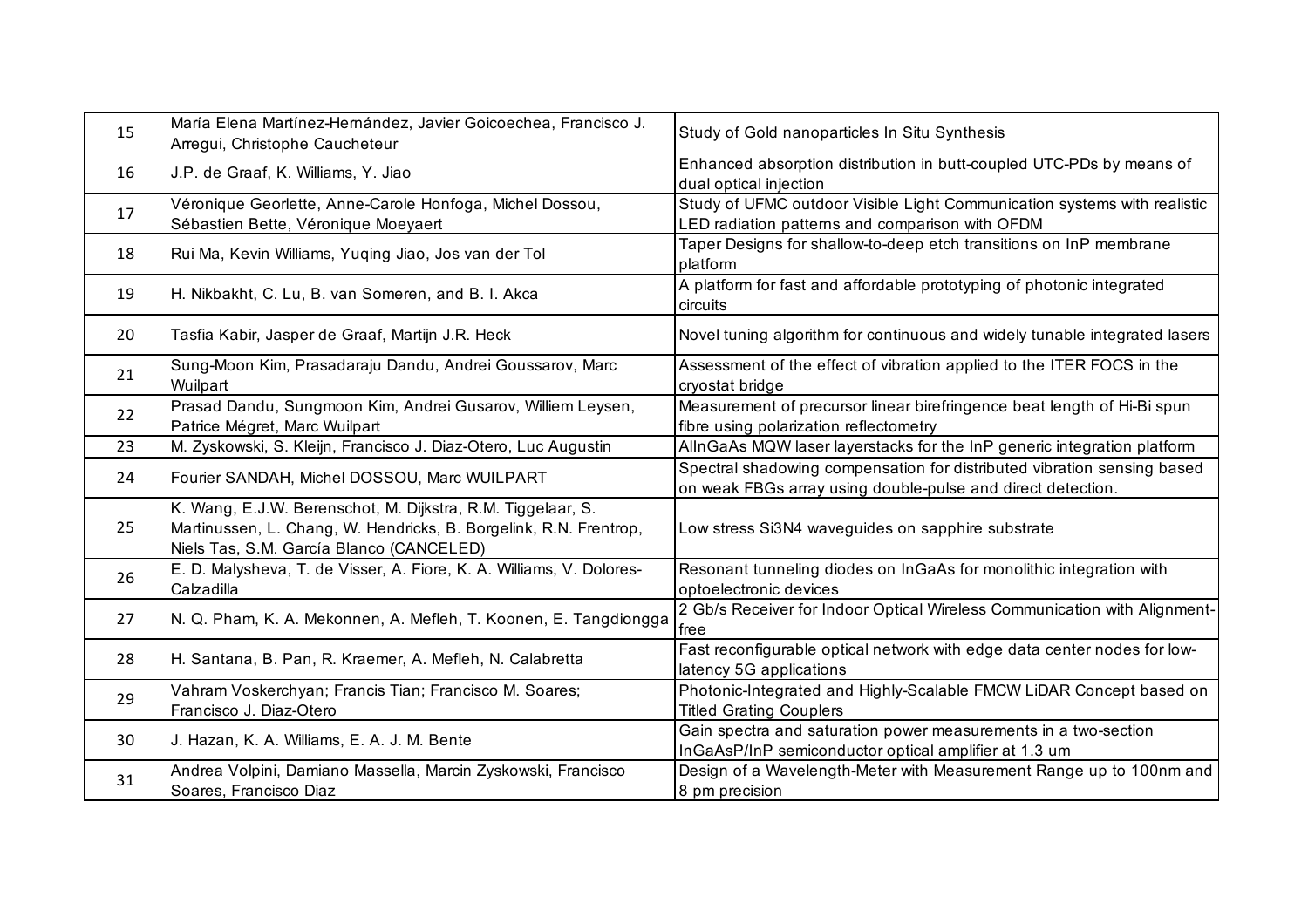| | | |
|---|---|---|
| 15 | María Elena Martínez-Hernández, Javier Goicoechea, Francisco J. Arregui, Christophe Caucheteur | Study of Gold nanoparticles In Situ Synthesis |
| 16 | J.P. de Graaf, K. Williams, Y. Jiao | Enhanced absorption distribution in butt-coupled UTC-PDs by means of dual optical injection |
| 17 | Véronique Georlette, Anne-Carole Honfoga, Michel Dossou, Sébastien Bette, Véronique Moeyaert | Study of UFMC outdoor Visible Light Communication systems with realistic LED radiation patterns and comparison with OFDM |
| 18 | Rui Ma, Kevin Williams, Yuqing Jiao, Jos van der Tol | Taper Designs for shallow-to-deep etch transitions on InP membrane platform |
| 19 | H. Nikbakht, C. Lu, B. van Someren, and B. I. Akca | A platform for fast and affordable prototyping of photonic integrated circuits |
| 20 | Tasfia Kabir, Jasper de Graaf, Martijn J.R. Heck | Novel tuning algorithm for continuous and widely tunable integrated lasers |
| 21 | Sung-Moon Kim, Prasadaraju Dandu, Andrei Goussarov, Marc Wuilpart | Assessment of the effect of vibration applied to the ITER FOCS in the cryostat bridge |
| 22 | Prasad Dandu, Sungmoon Kim, Andrei Gusarov, Williem Leysen, Patrice Mégret, Marc Wuilpart | Measurement of precursor linear birefringence beat length of Hi-Bi spun fibre using polarization reflectometry |
| 23 | M. Zyskowski, S. Kleijn, Francisco J. Diaz-Otero, Luc Augustin | AlInGaAs MQW laser layerstacks for the InP generic integration platform |
| 24 | Fourier SANDAH, Michel DOSSOU, Marc WUILPART | Spectral shadowing compensation for distributed vibration sensing based on weak FBGs array using double-pulse and direct detection. |
| 25 | K. Wang, E.J.W. Berenschot, M. Dijkstra, R.M. Tiggelaar, S. Martinussen, L. Chang, W. Hendricks, B. Borgelink, R.N. Frentrop, Niels Tas, S.M. García Blanco (CANCELED) | Low stress Si3N4 waveguides on sapphire substrate |
| 26 | E. D. Malysheva, T. de Visser, A. Fiore, K. A. Williams, V. Dolores-Calzadilla | Resonant tunneling diodes on InGaAs for monolithic integration with optoelectronic devices |
| 27 | N. Q. Pham, K. A. Mekonnen, A. Mefleh, T. Koonen, E. Tangdiongga | 2 Gb/s Receiver for Indoor Optical Wireless Communication with Alignment-free |
| 28 | H. Santana, B. Pan, R. Kraemer, A. Mefleh, N. Calabretta | Fast reconfigurable optical network with edge data center nodes for low-latency 5G applications |
| 29 | Vahram Voskerchyan; Francis Tian; Francisco M. Soares; Francisco J. Diaz-Otero | Photonic-Integrated and Highly-Scalable FMCW LiDAR Concept based on Titled Grating Couplers |
| 30 | J. Hazan, K. A. Williams, E. A. J. M. Bente | Gain spectra and saturation power measurements in a two-section InGaAsP/InP semiconductor optical amplifier at 1.3 um |
| 31 | Andrea Volpini, Damiano Massella, Marcin Zyskowski, Francisco Soares, Francisco Diaz | Design of a Wavelength-Meter with Measurement Range up to 100nm and 8 pm precision |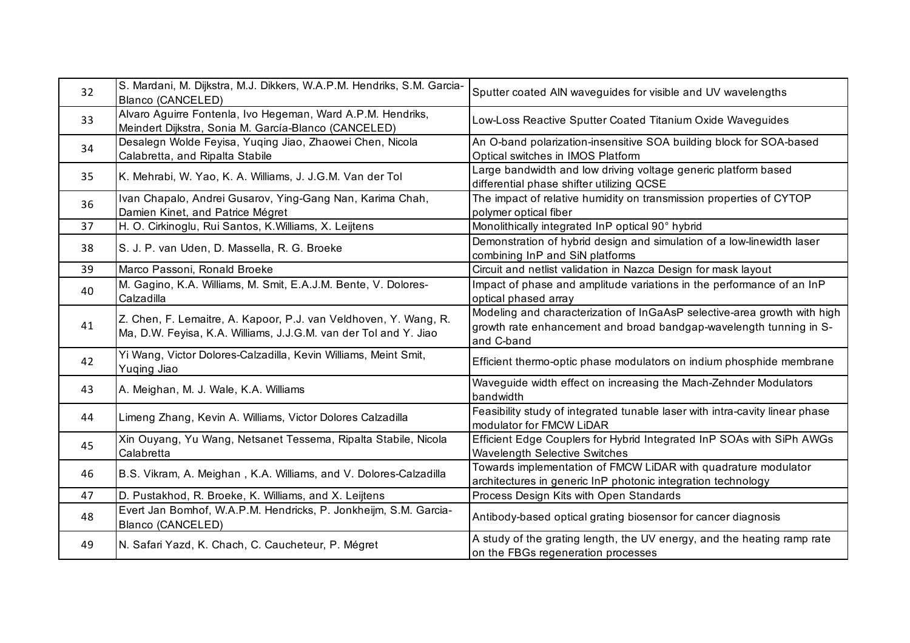| | | |
|---|---|---|
| 32 | S. Mardani, M. Dijkstra, M.J. Dikkers, W.A.P.M. Hendriks, S.M. Garcia-Blanco (CANCELED) | Sputter coated AlN waveguides for visible and UV wavelengths |
| 33 | Alvaro Aguirre Fontenla, Ivo Hegeman, Ward A.P.M. Hendriks, Meindert Dijkstra, Sonia M. García-Blanco (CANCELED) | Low-Loss Reactive Sputter Coated Titanium Oxide Waveguides |
| 34 | Desalegn Wolde Feyisa, Yuqing Jiao, Zhaowei Chen, Nicola Calabretta, and Ripalta Stabile | An O-band polarization-insensitive SOA building block for SOA-based Optical switches in IMOS Platform |
| 35 | K. Mehrabi, W. Yao, K. A. Williams, J. J.G.M. Van der Tol | Large bandwidth and low driving voltage generic platform based differential phase shifter utilizing QCSE |
| 36 | Ivan Chapalo, Andrei Gusarov, Ying-Gang Nan, Karima Chah, Damien Kinet, and Patrice Mégret | The impact of relative humidity on transmission properties of CYTOP polymer optical fiber |
| 37 | H. O. Cirkinoglu, Rui Santos, K.Williams, X. Leijtens | Monolithically integrated InP optical 90° hybrid |
| 38 | S. J. P. van Uden, D. Massella, R. G. Broeke | Demonstration of hybrid design and simulation of a low-linewidth laser combining InP and SiN platforms |
| 39 | Marco Passoni, Ronald Broeke | Circuit and netlist validation in Nazca Design for mask layout |
| 40 | M. Gagino, K.A. Williams, M. Smit, E.A.J.M. Bente, V. Dolores-Calzadilla | Impact of phase and amplitude variations in the performance of an InP optical phased array |
| 41 | Z. Chen, F. Lemaitre, A. Kapoor, P.J. van Veldhoven, Y. Wang, R. Ma, D.W. Feyisa, K.A. Williams, J.J.G.M. van der Tol and Y. Jiao | Modeling and characterization of InGaAsP selective-area growth with high growth rate enhancement and broad bandgap-wavelength tunning in S- and C-band |
| 42 | Yi Wang, Victor Dolores-Calzadilla, Kevin Williams, Meint Smit, Yuqing Jiao | Efficient thermo-optic phase modulators on indium phosphide membrane |
| 43 | A. Meighan, M. J. Wale, K.A. Williams | Waveguide width effect on increasing the Mach-Zehnder Modulators bandwidth |
| 44 | Limeng Zhang, Kevin A. Williams, Victor Dolores Calzadilla | Feasibility study of integrated tunable laser with intra-cavity linear phase modulator for FMCW LiDAR |
| 45 | Xin Ouyang, Yu Wang, Netsanet Tessema, Ripalta Stabile, Nicola Calabretta | Efficient Edge Couplers for Hybrid Integrated InP SOAs with SiPh AWGs Wavelength Selective Switches |
| 46 | B.S. Vikram, A. Meighan , K.A. Williams, and V. Dolores-Calzadilla | Towards implementation of FMCW LiDAR with quadrature modulator architectures in generic InP photonic integration technology |
| 47 | D. Pustakhod, R. Broeke, K. Williams, and X. Leijtens | Process Design Kits with Open Standards |
| 48 | Evert Jan Bomhof, W.A.P.M. Hendricks, P. Jonkheijm, S.M. Garcia-Blanco (CANCELED) | Antibody-based optical grating biosensor for cancer diagnosis |
| 49 | N. Safari Yazd, K. Chach, C. Caucheteur, P. Mégret | A study of the grating length, the UV energy, and the heating ramp rate on the FBGs regeneration processes |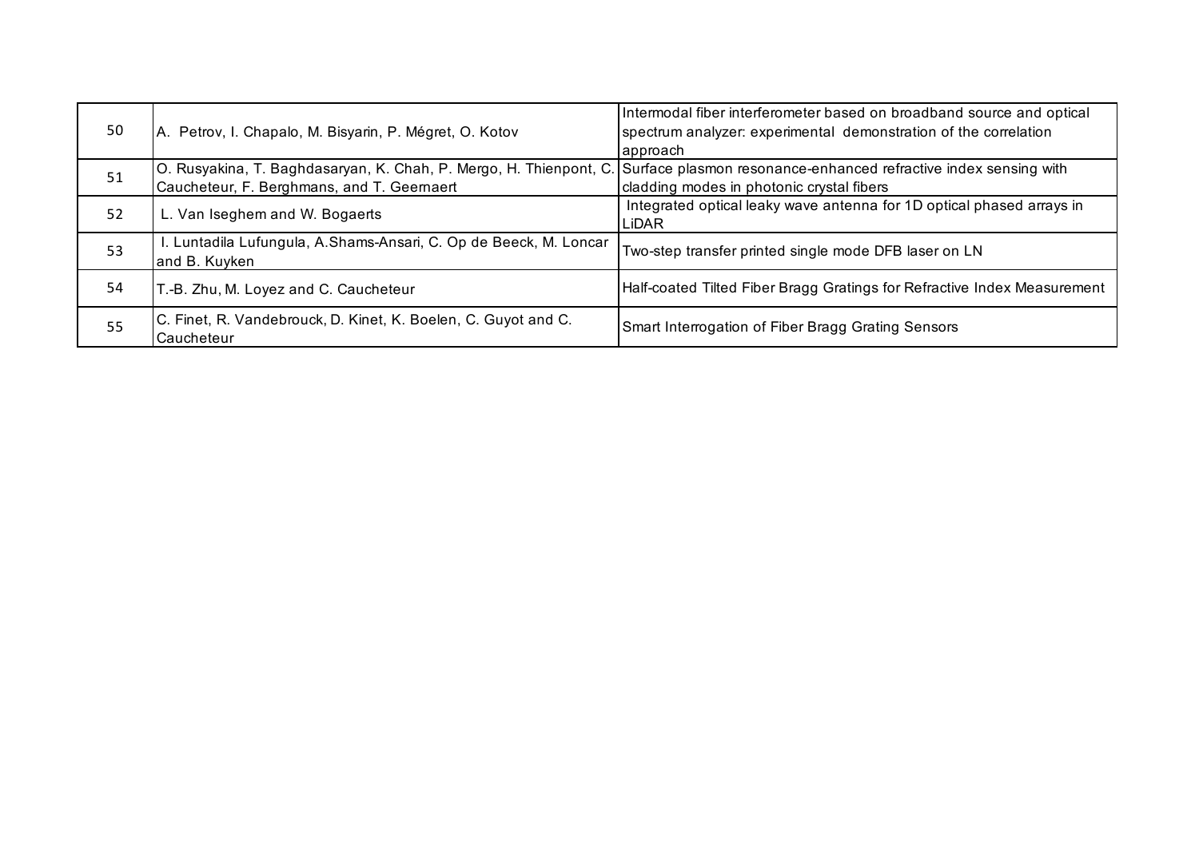| | | |
|---|---|---|
| 50 | A. Petrov, I. Chapalo, M. Bisyarin, P. Mégret, O. Kotov | Intermodal fiber interferometer based on broadband source and optical spectrum analyzer: experimental demonstration of the correlation approach |
| 51 | O. Rusyakina, T. Baghdasaryan, K. Chah, P. Mergo, H. Thienpont, C. Caucheteur, F. Berghmans, and T. Geernaert | Surface plasmon resonance-enhanced refractive index sensing with cladding modes in photonic crystal fibers |
| 52 | L. Van Iseghem and W. Bogaerts | Integrated optical leaky wave antenna for 1D optical phased arrays in LiDAR |
| 53 | I. Luntadila Lufungula, A.Shams-Ansari, C. Op de Beeck, M. Loncar and B. Kuyken | Two-step transfer printed single mode DFB laser on LN |
| 54 | T.-B. Zhu, M. Loyez and C. Caucheteur | Half-coated Tilted Fiber Bragg Gratings for Refractive Index Measurement |
| 55 | C. Finet, R. Vandebrouck, D. Kinet, K. Boelen, C. Guyot and C. Caucheteur | Smart Interrogation of Fiber Bragg Grating Sensors |